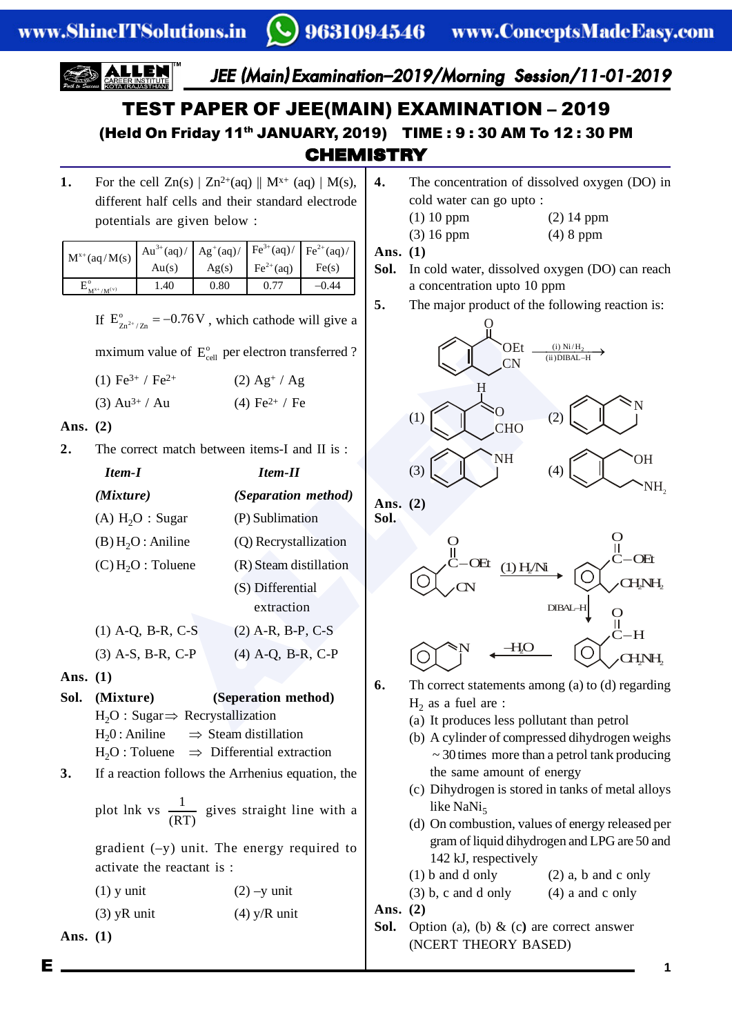# TEST PAPER OF JEE(MAIN) EXAMINATION – 2019

### (Held On Friday 11th JANUARY, 2019) TIME : 9 : 30 AM To 12 : 30 PM

## CHEMISTRY

**1.** For the cell Zn(s) | $Zn^{2+}$(aq) || $M^{x+}$ (aq) | M(s), different half cells and their standard electrode potentials are given below :

| $M^{x+}$(aq/M(s) | $Au^{3+}$(aq)/ Au(s) | $Ag^{+}$(aq)/ Ag(s) | $Fe^{3+}$(aq)/ $Fe^{2+}$(aq) | $Fe^{2+}$(aq)/ Fe(s) |
|---|---|---|---|---|
| $E^{o}_{M^{x+}/M^{(v)}}$ | 1.40 | 0.80 | 0.77 | –0.44 |

If $E^{o}_{Zn^{2+}/Zn} = -0.76\,V$, which cathode will give a mximum value of $E^{o}_{cell}$ per electron transferred ?

(1) $Fe^{3+}$ / $Fe^{2+}$  (2) $Ag^{+}$ / Ag

(3) $Au^{3+}$ / Au  (4) $Fe^{2+}$ / Fe

**Ans. (2)**

**2.** The correct match between items-I and II is :

| ***Item-I*** | ***Item-II*** |
|---|---|
| ***(Mixture)*** | ***(Separation method)*** |
| (A) $H_2O$ : Sugar | (P) Sublimation |
| (B) $H_2O$ : Aniline | (Q) Recrystallization |
| (C) $H_2O$ : Toluene | (R) Steam distillation |
| | (S) Differential extraction |

(1) A-Q, B-R, C-S  (2) A-R, B-P, C-S

(3) A-S, B-R, C-P  (4) A-Q, B-R, C-P

**Ans. (1)**

**Sol.** **(Mixture)** **(Seperation method)**

$H_2O$ : Sugar ⇒ Recrystallization

$H_2O$ : Aniline ⇒ Steam distillation

$H_2O$ : Toluene ⇒ Differential extraction

**3.** If a reaction follows the Arrhenius equation, the plot lnk vs $\frac{1}{(RT)}$ gives straight line with a gradient (–y) unit. The energy required to activate the reactant is :

(1) y unit  (2) –y unit

(3) yR unit  (4) y/R unit

**Ans. (1)**

**4.** The concentration of dissolved oxygen (DO) in cold water can go upto :

(1) 10 ppm  (2) 14 ppm

(3) 16 ppm  (4) 8 ppm

**Ans. (1)**

**Sol.** In cold water, dissolved oxygen (DO) can reach a concentration upto 10 ppm

**5.** The major product of the following reaction is:

[Reactant: benzene ring bearing –C(=O)OEt and –CH₂CN (ortho); reagents: (i) Ni/H₂, (ii) DIBAL–H]

(1) [ortho-substituted benzene with –CH(H)=O and –CHO]  (2) [isoquinoline-type bicyclic with N]

(3) [tetrahydroisoquinoline-type bicyclic with NH]  (4) [benzene with –CH₂OH and –CH₂CH₂NH₂]

**Ans. (2)**

**Sol.** [Ortho C(=O)OEt / CH₂CN benzene —(1) H₂/Ni→ C(=O)OEt / CH₂CH₂NH₂ —DIBAL–H→ C(=O)H / CH₂CH₂NH₂ —(–H₂O)→ cyclic imine (dihydroisoquinoline)]

**6.** Th correct statements among (a) to (d) regarding $H_2$ as a fuel are :

(a) It produces less pollutant than petrol

(b) A cylinder of compressed dihydrogen weighs ~ 30 times more than a petrol tank producing the same amount of energy

(c) Dihydrogen is stored in tanks of metal alloys like $NaNi_5$

(d) On combustion, values of energy released per gram of liquid dihydrogen and LPG are 50 and 142 kJ, respectively

(1) b and d only  (2) a, b and c only

(3) b, c and d only  (4) a and c only

**Ans. (2)**

**Sol.** Option (a), (b) & (c) are correct answer (NCERT THEORY BASED)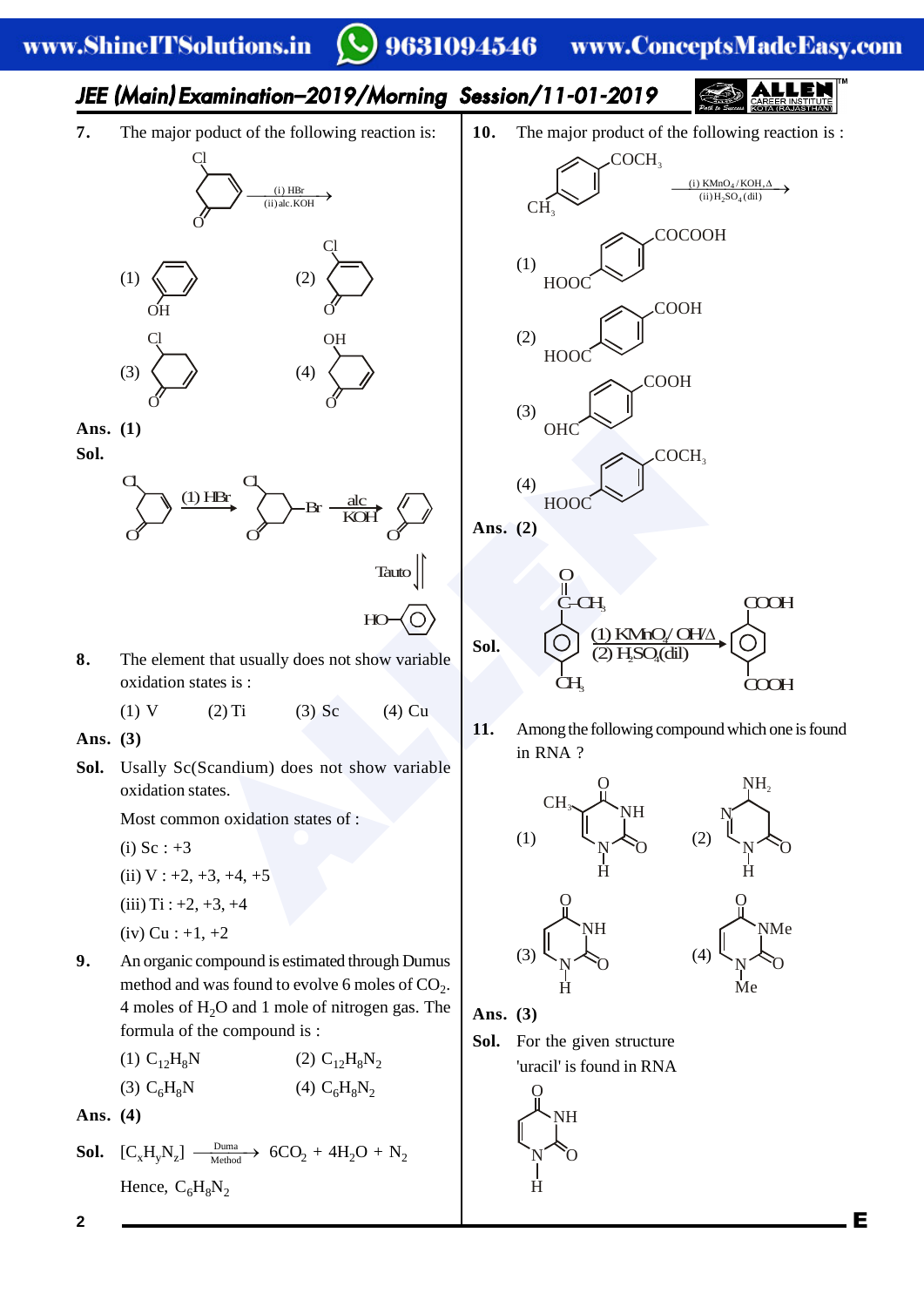**7.** The major poduct of the following reaction is:

(Cyclohexenone with Cl substituent) $\xrightarrow[\text{(ii) alc.KOH}]{\text{(i) HBr}}$

(1) Phenol (OH on benzene)

(2) Cl-substituted cyclohexenone

(3) Cl-substituted cyclohexenone

(4) OH-substituted cyclohexenone

**Ans. (1)**

**Sol.** Cl-cyclohexenone $\xrightarrow{\text{(1) HBr}}$ Cl, Br-cyclohexanone $\xrightarrow{\text{alc KOH}}$ cyclohexadienone $\xrightarrow{\text{Tauto}}$ HO–C$_6$H$_5$

**8.** The element that usually does not show variable oxidation states is :

(1) V (2) Ti (3) Sc (4) Cu

**Ans. (3)**

**Sol.** Usally Sc(Scandium) does not show variable oxidation states.

Most common oxidation states of :

(i) Sc : +3

(ii) V : +2, +3, +4, +5

(iii) Ti : +2, +3, +4

(iv) Cu : +1, +2

**9.** An organic compound is estimated through Dumus method and was found to evolve 6 moles of $CO_2$. 4 moles of $H_2O$ and 1 mole of nitrogen gas. The formula of the compound is :

(1) $C_{12}H_8N$ (2) $C_{12}H_8N_2$

(3) $C_6H_8N$ (4) $C_6H_8N_2$

**Ans. (4)**

**Sol.** $[C_xH_yN_z] \xrightarrow[\text{Method}]{\text{Duma}} 6CO_2 + 4H_2O + N_2$

Hence, $C_6H_8N_2$

**10.** The major product of the following reaction is :

$CH_3$–C$_6$H$_4$–$COCH_3$ $\xrightarrow[\text{(ii) } H_2SO_4\text{(dil)}]{\text{(i) } KMnO_4/KOH, \Delta}$

(1) HOOC–C$_6$H$_4$–COCOOH

(2) HOOC–C$_6$H$_4$–COOH

(3) OHC–C$_6$H$_4$–COOH

(4) HOOC–C$_6$H$_4$–$COCH_3$

**Ans. (2)**

**Sol.** $CH_3$–C$_6$H$_4$–C(=O)–$CH_3$ $\xrightarrow[\text{(2) } H_2SO_4\text{(dil)}]{\text{(1) } KMnO_4/OH^-/\Delta}$ HOOC–C$_6$H$_4$–COOH

**11.** Among the following compound which one is found in RNA ?

(1) Pyrimidine with $CH_3$, C=O, NH, N–H, C=O (thymine)

(2) Pyrimidine with $NH_2$, N, N–H, C=O (cytosine)

(3) Pyrimidine with C=O, NH, N–H, C=O (uracil)

(4) Pyrimidine with C=O, NMe, N–Me, C=O

**Ans. (3)**

**Sol.** For the given structure 'uracil' is found in RNA

(Uracil structure: pyrimidine ring with C=O, NH, N–H, C=O)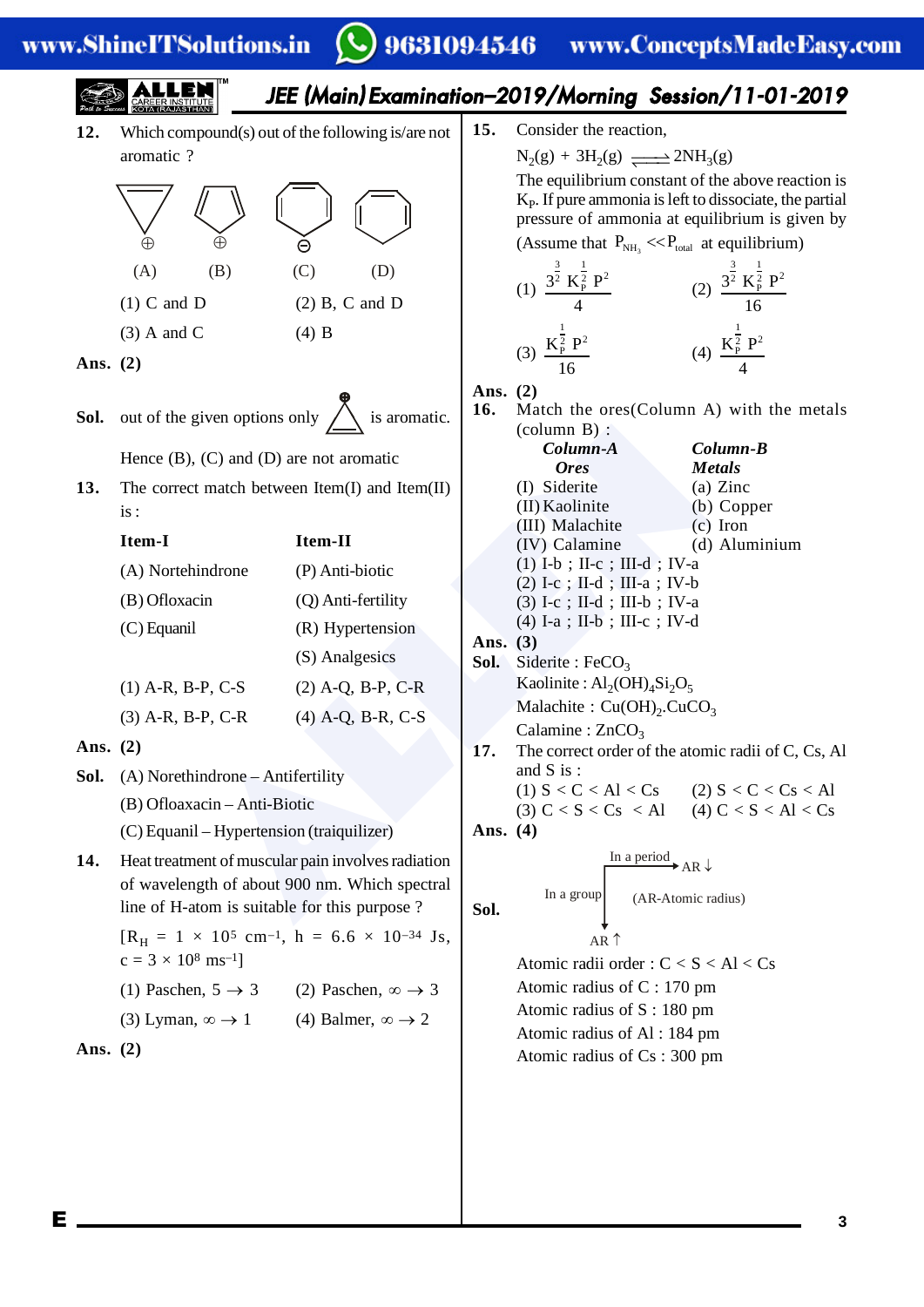**12.** Which compound(s) out of the following is/are not aromatic ?

(A) (B) (C) (D)

(1) C and D (2) B, C and D

(3) A and C (4) B

**Ans. (2)**

**Sol.** out of the given options only (A) is aromatic.

Hence (B), (C) and (D) are not aromatic

**13.** The correct match between Item(I) and Item(II) is :

| Item-I | Item-II |
|---|---|
| (A) Nortehindrone | (P) Anti-biotic |
| (B) Ofloxacin | (Q) Anti-fertility |
| (C) Equanil | (R) Hypertension |
| | (S) Analgesics |

(1) A-R, B-P, C-S (2) A-Q, B-P, C-R

(3) A-R, B-P, C-R (4) A-Q, B-R, C-S

**Ans. (2)**

**Sol.** (A) Norethindrone – Antifertility

(B) Ofloaxacin – Anti-Biotic

(C) Equanil – Hypertension (traiquilizer)

**14.** Heat treatment of muscular pain involves radiation of wavelength of about 900 nm. Which spectral line of H-atom is suitable for this purpose ?

$[R_H = 1 \times 10^5\ cm^{-1},\ h = 6.6 \times 10^{-34}\ Js,\ c = 3 \times 10^8\ ms^{-1}]$

(1) Paschen, $5 \rightarrow 3$ (2) Paschen, $\infty \rightarrow 3$

(3) Lyman, $\infty \rightarrow 1$ (4) Balmer, $\infty \rightarrow 2$

**Ans. (2)**

**15.** Consider the reaction,

$$N_2(g) + 3H_2(g) \rightleftharpoons 2NH_3(g)$$

The equilibrium constant of the above reaction is $K_P$. If pure ammonia is left to dissociate, the partial pressure of ammonia at equilibrium is given by (Assume that $P_{NH_3} << P_{total}$ at equilibrium)

(1) $\dfrac{3^{\frac{3}{2}} K_P^{\frac{1}{2}} P^2}{4}$ (2) $\dfrac{3^{\frac{3}{2}} K_P^{\frac{1}{2}} P^2}{16}$

(3) $\dfrac{K_P^{\frac{1}{2}} P^2}{16}$ (4) $\dfrac{K_P^{\frac{1}{2}} P^2}{4}$

**Ans. (2)**

**16.** Match the ores(Column A) with the metals (column B) :

| ***Column-A Ores*** | ***Column-B Metals*** |
|---|---|
| (I) Siderite | (a) Zinc |
| (II) Kaolinite | (b) Copper |
| (III) Malachite | (c) Iron |
| (IV) Calamine | (d) Aluminium |

(1) I-b ; II-c ; III-d ; IV-a

(2) I-c ; II-d ; III-a ; IV-b

(3) I-c ; II-d ; III-b ; IV-a

(4) I-a ; II-b ; III-c ; IV-d

**Ans. (3)**

**Sol.** Siderite : $FeCO_3$

Kaolinite : $Al_2(OH)_4Si_2O_5$

Malachite : $Cu(OH)_2.CuCO_3$

Calamine : $ZnCO_3$

**17.** The correct order of the atomic radii of C, Cs, Al and S is :

(1) S < C < Al < Cs (2) S < C < Cs < Al

(3) C < S < Cs < Al (4) C < S < Al < Cs

**Ans. (4)**

**Sol.** In a period AR ↓; In a group AR ↑ (AR-Atomic radius)

Atomic radii order : C < S < Al < Cs

Atomic radius of C : 170 pm

Atomic radius of S : 180 pm

Atomic radius of Al : 184 pm

Atomic radius of Cs : 300 pm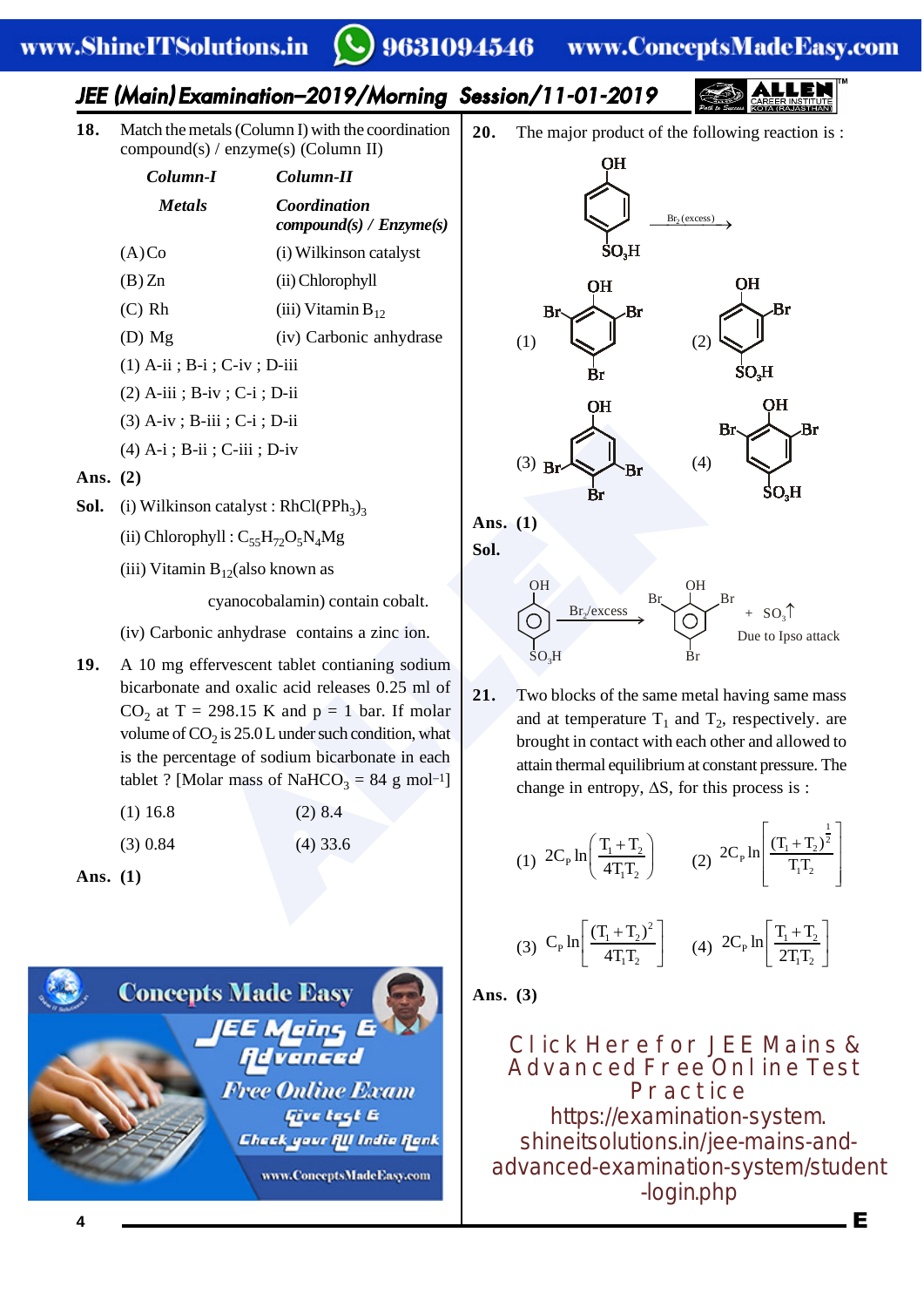**18.** Match the metals (Column I) with the coordination compound(s) / enzyme(s) (Column II)

| *Column-I* | *Column-II* |
|---|---|
| *Metals* | *Coordination compound(s) / Enzyme(s)* |
| (A) Co | (i) Wilkinson catalyst |
| (B) Zn | (ii) Chlorophyll |
| (C) Rh | (iii) Vitamin $B_{12}$ |
| (D) Mg | (iv) Carbonic anhydrase |

(1) A-ii ; B-i ; C-iv ; D-iii

(2) A-iii ; B-iv ; C-i ; D-ii

(3) A-iv ; B-iii ; C-i ; D-ii

(4) A-i ; B-ii ; C-iii ; D-iv

**Ans. (2)**

**Sol.** (i) Wilkinson catalyst : $RhCl(PPh_3)_3$

(ii) Chlorophyll : $C_{55}H_{72}O_5N_4Mg$

(iii) Vitamin $B_{12}$(also known as cyanocobalamin) contain cobalt.

(iv) Carbonic anhydrase contains a zinc ion.

**19.** A 10 mg effervescent tablet contianing sodium bicarbonate and oxalic acid releases 0.25 ml of $CO_2$ at T = 298.15 K and p = 1 bar. If molar volume of $CO_2$ is 25.0 L under such condition, what is the percentage of sodium bicarbonate in each tablet ? [Molar mass of $NaHCO_3$ = 84 g $mol^{-1}$]

(1) 16.8 (2) 8.4

(3) 0.84 (4) 33.6

**Ans. (1)**

**20.** The major product of the following reaction is :

Phenol with $SO_3H$ at para position $\xrightarrow{Br_2\,(excess)}$

(1) 2,4,6-tribromophenol (OH at top, Br at both ortho positions, Br at para position)

(2) OH at top, one Br at ortho position, $SO_3H$ at para position

(3) OH at top, Br at one ortho position, Br at meta position, Br at para position

(4) OH at top, Br at both ortho positions, $SO_3H$ at para position

**Ans. (1)**

**Sol.** p-hydroxybenzenesulfonic acid $\xrightarrow{Br_2/excess}$ 2,4,6-tribromophenol + $SO_3\uparrow$

Due to Ipso attack

**21.** Two blocks of the same metal having same mass and at temperature $T_1$ and $T_2$, respectively. are brought in contact with each other and allowed to attain thermal equilibrium at constant pressure. The change in entropy, $\Delta S$, for this process is :

(1) $2C_P \ln\left(\frac{T_1+T_2}{4T_1T_2}\right)$ (2) $2C_P \ln\left[\frac{(T_1+T_2)^{\frac{1}{2}}}{T_1T_2}\right]$

(3) $C_P \ln\left[\frac{(T_1+T_2)^2}{4T_1T_2}\right]$ (4) $2C_P \ln\left[\frac{T_1+T_2}{2T_1T_2}\right]$

**Ans. (3)**

Click Here for JEE Mains & Advanced Free Online Test Practice
https://examination-system.shineitsolutions.in/jee-mains-and-advanced-examination-system/student-login.php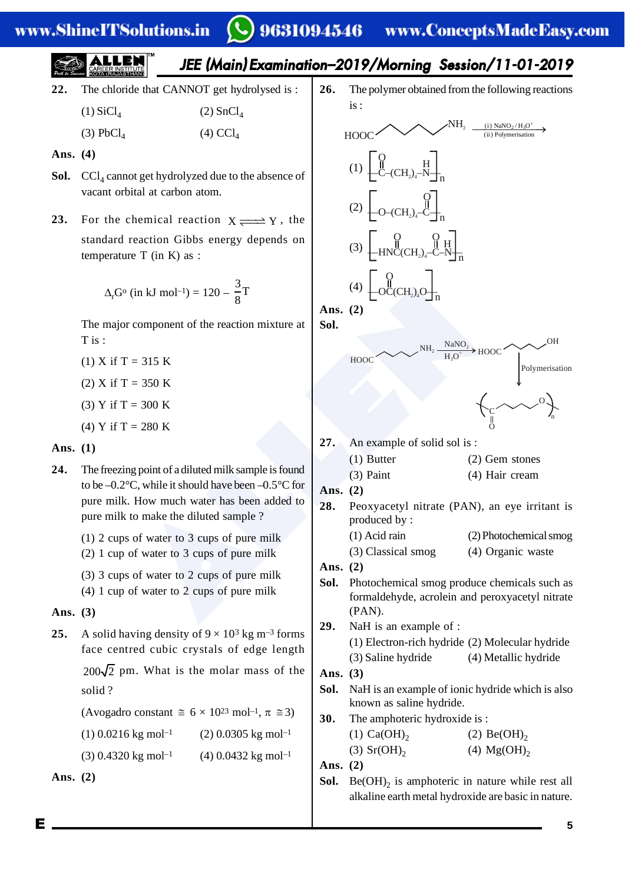**22.** The chloride that CANNOT get hydrolysed is :

(1) $SiCl_4$ (2) $SnCl_4$

(3) $PbCl_4$ (4) $CCl_4$

**Ans. (4)**

**Sol.** $CCl_4$ cannot get hydrolyzed due to the absence of vacant orbital at carbon atom.

**23.** For the chemical reaction $X \rightleftharpoons Y$, the standard reaction Gibbs energy depends on temperature T (in K) as :

$$\Delta_r G^o \text{ (in kJ mol}^{-1}) = 120 - \frac{3}{8}T$$

The major component of the reaction mixture at T is :

(1) X if T = 315 K

(2) X if T = 350 K

(3) Y if T = 300 K

(4) Y if T = 280 K

**Ans. (1)**

**24.** The freezing point of a diluted milk sample is found to be –0.2°C, while it should have been –0.5°C for pure milk. How much water has been added to pure milk to make the diluted sample ?

(1) 2 cups of water to 3 cups of pure milk

(2) 1 cup of water to 3 cups of pure milk

(3) 3 cups of water to 2 cups of pure milk

(4) 1 cup of water to 2 cups of pure milk

**Ans. (3)**

**25.** A solid having density of $9 \times 10^3$ kg m$^{-3}$ forms face centred cubic crystals of edge length $200\sqrt{2}$ pm. What is the molar mass of the solid ?

(Avogadro constant $\cong 6 \times 10^{23}$ mol$^{-1}$, $\pi \cong 3$)

(1) 0.0216 kg mol$^{-1}$ (2) 0.0305 kg mol$^{-1}$

(3) 0.4320 kg mol$^{-1}$ (4) 0.0432 kg mol$^{-1}$

**Ans. (2)**

**26.** The polymer obtained from the following reactions is :

HOOC–(CH$_2$)$_4$–NH$_2$ $\xrightarrow[\text{(ii) Polymerisation}]{\text{(i) } NaNO_2/H_3O^+}$

(1) $\left[ -\overset{O}{\overset{\|}{C}}-(CH_2)_4-\overset{H}{N}- \right]_n$

(2) $\left[ -O-(CH_2)_4-\overset{O}{\overset{\|}{C}}- \right]_n$

(3) $\left[ -HN\overset{O}{\overset{\|}{C}}(CH_2)_4-\overset{O}{\overset{\|}{C}}-\overset{H}{N}- \right]_n$

(4) $\left[ -O\overset{O}{\overset{\|}{C}}(CH_2)_4O- \right]_n$

**Ans. (2)**

**Sol.**

HOOC–(CH$_2$)$_4$–NH$_2$ $\xrightarrow[H_3O^+]{NaNO_2}$ HOOC–(CH$_2$)$_4$–OH $\xrightarrow{\text{Polymerisation}}$ $\left( -\overset{O}{\overset{\|}{C}}-(CH_2)_4-O- \right)_n$

**27.** An example of solid sol is :

(1) Butter (2) Gem stones

(3) Paint (4) Hair cream

**Ans. (2)**

**28.** Peoxyacetyl nitrate (PAN), an eye irritant is produced by :

(1) Acid rain (2) Photochemical smog

(3) Classical smog (4) Organic waste

**Ans. (2)**

**Sol.** Photochemical smog produce chemicals such as formaldehyde, acrolein and peroxyacetyl nitrate (PAN).

**29.** NaH is an example of :

(1) Electron-rich hydride (2) Molecular hydride

(3) Saline hydride (4) Metallic hydride

**Ans. (3)**

**Sol.** NaH is an example of ionic hydride which is also known as saline hydride.

**30.** The amphoteric hydroxide is :

(1) $Ca(OH)_2$ (2) $Be(OH)_2$

(3) $Sr(OH)_2$ (4) $Mg(OH)_2$

**Ans. (2)**

**Sol.** $Be(OH)_2$ is amphoteric in nature while rest all alkaline earth metal hydroxide are basic in nature.